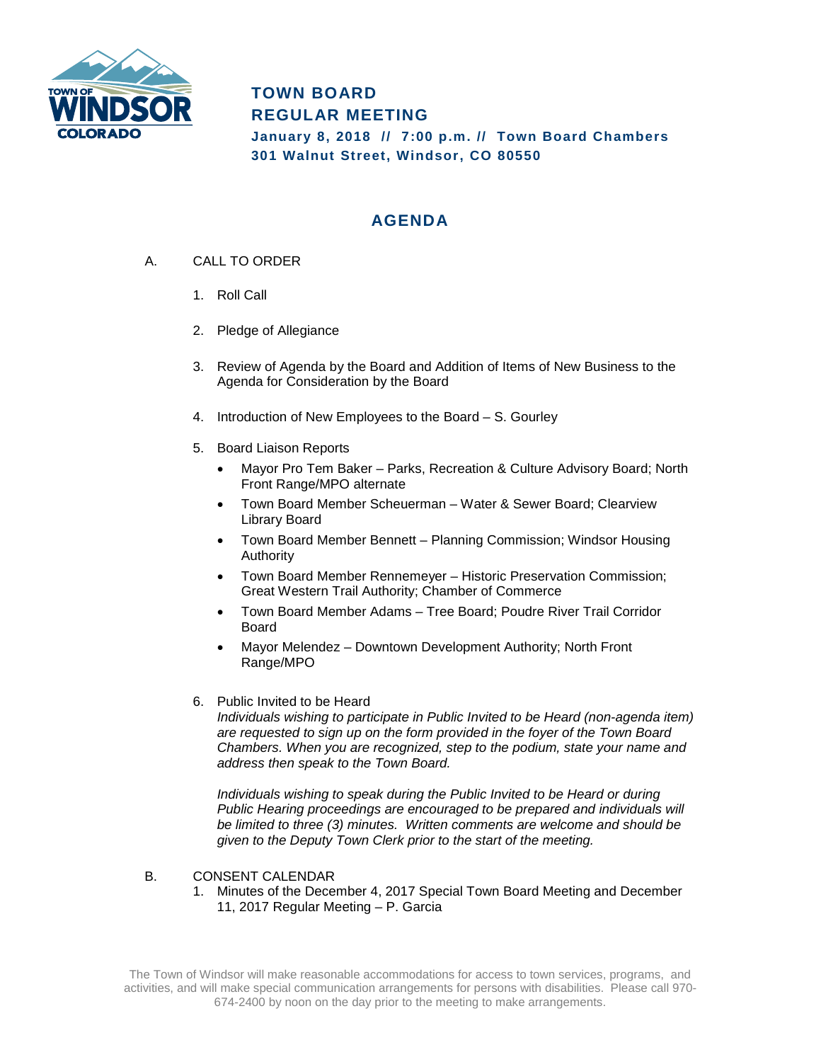# TOWN BOARD
# REGULAR MEETING

**January 8, 2018 // 7:00 p.m. // Town Board Chambers**
**301 Walnut Street, Windsor, CO 80550**

## AGENDA

A. CALL TO ORDER

1. Roll Call

2. Pledge of Allegiance

3. Review of Agenda by the Board and Addition of Items of New Business to the Agenda for Consideration by the Board

4. Introduction of New Employees to the Board – S. Gourley

5. Board Liaison Reports
   - Mayor Pro Tem Baker – Parks, Recreation & Culture Advisory Board; North Front Range/MPO alternate
   - Town Board Member Scheuerman – Water & Sewer Board; Clearview Library Board
   - Town Board Member Bennett – Planning Commission; Windsor Housing Authority
   - Town Board Member Rennemeyer – Historic Preservation Commission; Great Western Trail Authority; Chamber of Commerce
   - Town Board Member Adams – Tree Board; Poudre River Trail Corridor Board
   - Mayor Melendez – Downtown Development Authority; North Front Range/MPO

6. Public Invited to be Heard
   *Individuals wishing to participate in Public Invited to be Heard (non-agenda item) are requested to sign up on the form provided in the foyer of the Town Board Chambers. When you are recognized, step to the podium, state your name and address then speak to the Town Board.*

   *Individuals wishing to speak during the Public Invited to be Heard or during Public Hearing proceedings are encouraged to be prepared and individuals will be limited to three (3) minutes. Written comments are welcome and should be given to the Deputy Town Clerk prior to the start of the meeting.*

B. CONSENT CALENDAR

1. Minutes of the December 4, 2017 Special Town Board Meeting and December 11, 2017 Regular Meeting – P. Garcia

The Town of Windsor will make reasonable accommodations for access to town services, programs, and activities, and will make special communication arrangements for persons with disabilities. Please call 970-674-2400 by noon on the day prior to the meeting to make arrangements.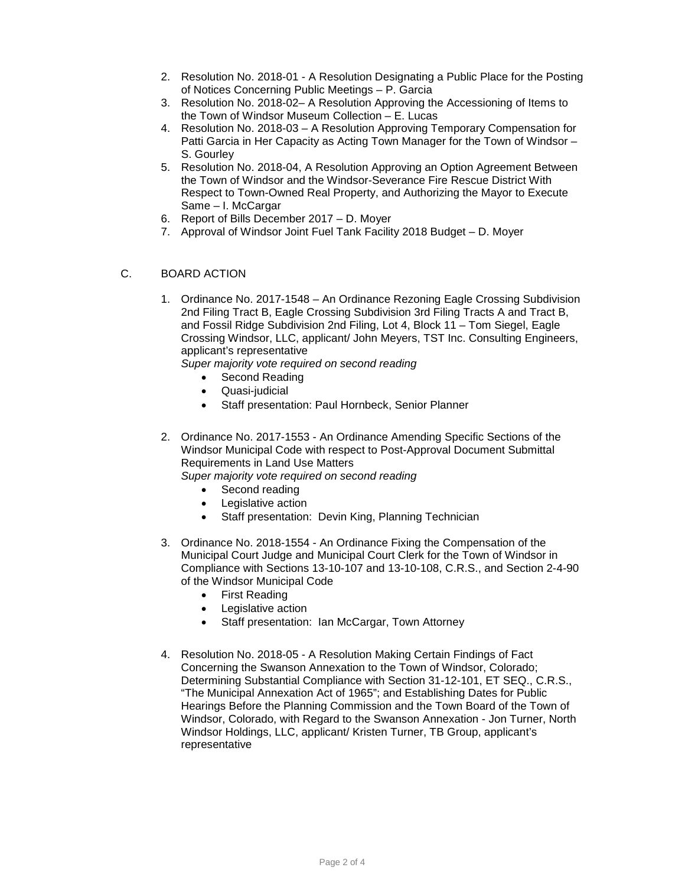2. Resolution No. 2018-01 - A Resolution Designating a Public Place for the Posting of Notices Concerning Public Meetings – P. Garcia
3. Resolution No. 2018-02– A Resolution Approving the Accessioning of Items to the Town of Windsor Museum Collection – E. Lucas
4. Resolution No. 2018-03 – A Resolution Approving Temporary Compensation for Patti Garcia in Her Capacity as Acting Town Manager for the Town of Windsor – S. Gourley
5. Resolution No. 2018-04, A Resolution Approving an Option Agreement Between the Town of Windsor and the Windsor-Severance Fire Rescue District With Respect to Town-Owned Real Property, and Authorizing the Mayor to Execute Same – I. McCargar
6. Report of Bills December 2017 – D. Moyer
7. Approval of Windsor Joint Fuel Tank Facility 2018 Budget – D. Moyer

C. BOARD ACTION

1. Ordinance No. 2017-1548 – An Ordinance Rezoning Eagle Crossing Subdivision 2nd Filing Tract B, Eagle Crossing Subdivision 3rd Filing Tracts A and Tract B, and Fossil Ridge Subdivision 2nd Filing, Lot 4, Block 11 – Tom Siegel, Eagle Crossing Windsor, LLC, applicant/ John Meyers, TST Inc. Consulting Engineers, applicant's representative
   *Super majority vote required on second reading*
   - Second Reading
   - Quasi-judicial
   - Staff presentation: Paul Hornbeck, Senior Planner

2. Ordinance No. 2017-1553 - An Ordinance Amending Specific Sections of the Windsor Municipal Code with respect to Post-Approval Document Submittal Requirements in Land Use Matters
   *Super majority vote required on second reading*
   - Second reading
   - Legislative action
   - Staff presentation: Devin King, Planning Technician

3. Ordinance No. 2018-1554 - An Ordinance Fixing the Compensation of the Municipal Court Judge and Municipal Court Clerk for the Town of Windsor in Compliance with Sections 13-10-107 and 13-10-108, C.R.S., and Section 2-4-90 of the Windsor Municipal Code
   - First Reading
   - Legislative action
   - Staff presentation: Ian McCargar, Town Attorney

4. Resolution No. 2018-05 - A Resolution Making Certain Findings of Fact Concerning the Swanson Annexation to the Town of Windsor, Colorado; Determining Substantial Compliance with Section 31-12-101, ET SEQ., C.R.S., "The Municipal Annexation Act of 1965"; and Establishing Dates for Public Hearings Before the Planning Commission and the Town Board of the Town of Windsor, Colorado, with Regard to the Swanson Annexation - Jon Turner, North Windsor Holdings, LLC, applicant/ Kristen Turner, TB Group, applicant's representative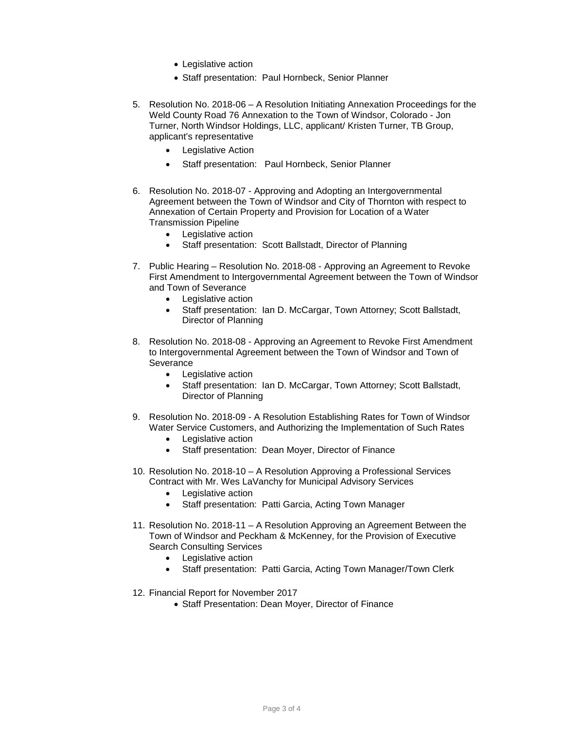- Legislative action
- Staff presentation: Paul Hornbeck, Senior Planner

5. Resolution No. 2018-06 – A Resolution Initiating Annexation Proceedings for the Weld County Road 76 Annexation to the Town of Windsor, Colorado - Jon Turner, North Windsor Holdings, LLC, applicant/ Kristen Turner, TB Group, applicant's representative
   - Legislative Action
   - Staff presentation: Paul Hornbeck, Senior Planner

6. Resolution No. 2018-07 - Approving and Adopting an Intergovernmental Agreement between the Town of Windsor and City of Thornton with respect to Annexation of Certain Property and Provision for Location of a Water Transmission Pipeline
   - Legislative action
   - Staff presentation: Scott Ballstadt, Director of Planning

7. Public Hearing – Resolution No. 2018-08 - Approving an Agreement to Revoke First Amendment to Intergovernmental Agreement between the Town of Windsor and Town of Severance
   - Legislative action
   - Staff presentation: Ian D. McCargar, Town Attorney; Scott Ballstadt, Director of Planning

8. Resolution No. 2018-08 - Approving an Agreement to Revoke First Amendment to Intergovernmental Agreement between the Town of Windsor and Town of Severance
   - Legislative action
   - Staff presentation: Ian D. McCargar, Town Attorney; Scott Ballstadt, Director of Planning

9. Resolution No. 2018-09 - A Resolution Establishing Rates for Town of Windsor Water Service Customers, and Authorizing the Implementation of Such Rates
   - Legislative action
   - Staff presentation: Dean Moyer, Director of Finance

10. Resolution No. 2018-10 – A Resolution Approving a Professional Services Contract with Mr. Wes LaVanchy for Municipal Advisory Services
    - Legislative action
    - Staff presentation: Patti Garcia, Acting Town Manager

11. Resolution No. 2018-11 – A Resolution Approving an Agreement Between the Town of Windsor and Peckham & McKenney, for the Provision of Executive Search Consulting Services
    - Legislative action
    - Staff presentation: Patti Garcia, Acting Town Manager/Town Clerk

12. Financial Report for November 2017
    - Staff Presentation: Dean Moyer, Director of Finance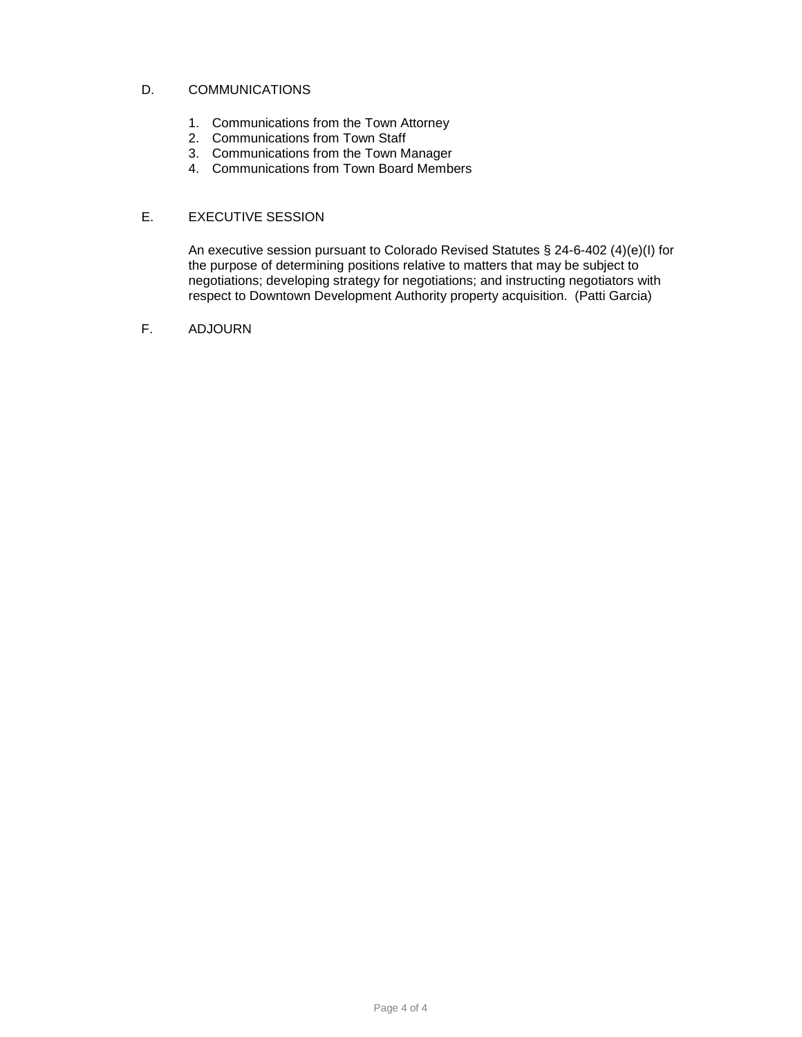D. COMMUNICATIONS

1. Communications from the Town Attorney
2. Communications from Town Staff
3. Communications from the Town Manager
4. Communications from Town Board Members

E. EXECUTIVE SESSION

An executive session pursuant to Colorado Revised Statutes § 24-6-402 (4)(e)(I) for the purpose of determining positions relative to matters that may be subject to negotiations; developing strategy for negotiations; and instructing negotiators with respect to Downtown Development Authority property acquisition. (Patti Garcia)

F. ADJOURN